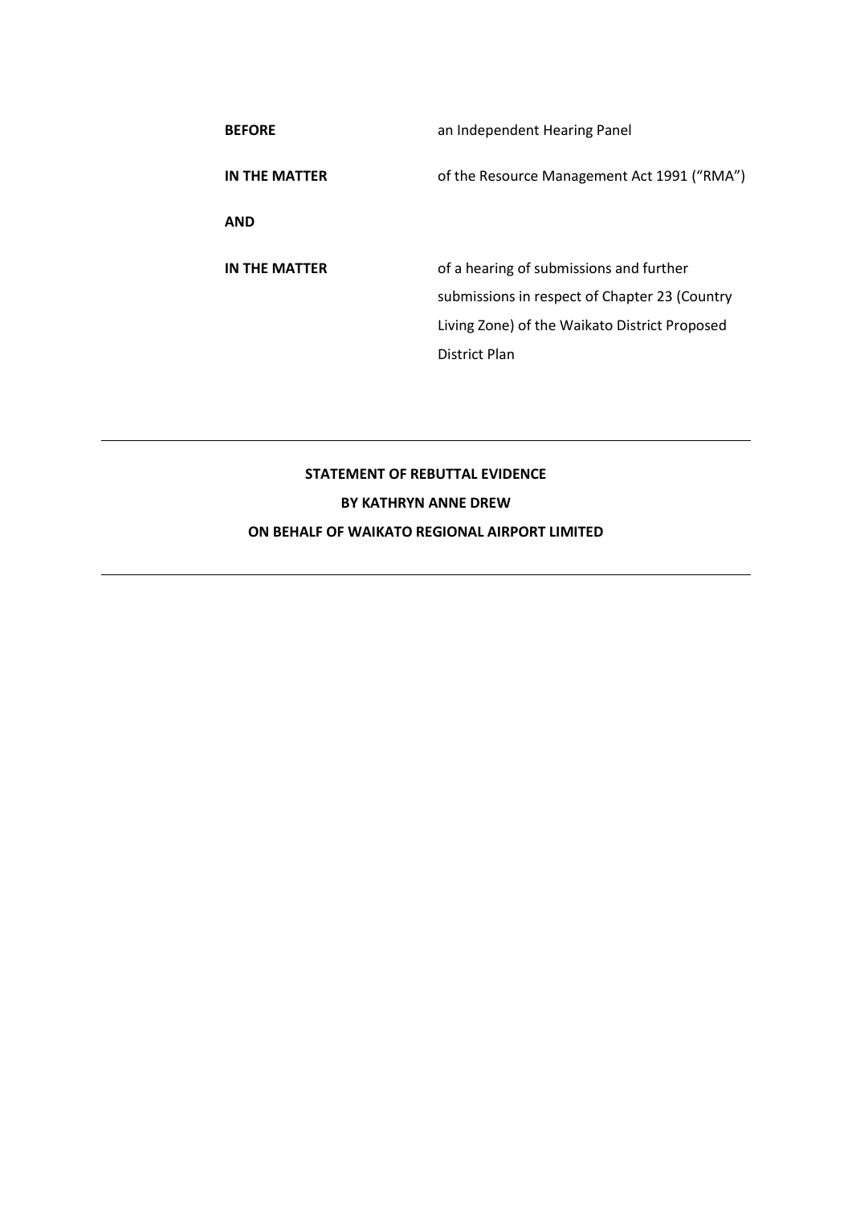| | |
|---|---|
| **BEFORE** | an Independent Hearing Panel |
| **IN THE MATTER** | of the Resource Management Act 1991 ("RMA") |
| **AND** | |
| **IN THE MATTER** | of a hearing of submissions and further submissions in respect of Chapter 23 (Country Living Zone) of the Waikato District Proposed District Plan |

---

**STATEMENT OF REBUTTAL EVIDENCE**

**BY KATHRYN ANNE DREW**

**ON BEHALF OF WAIKATO REGIONAL AIRPORT LIMITED**

---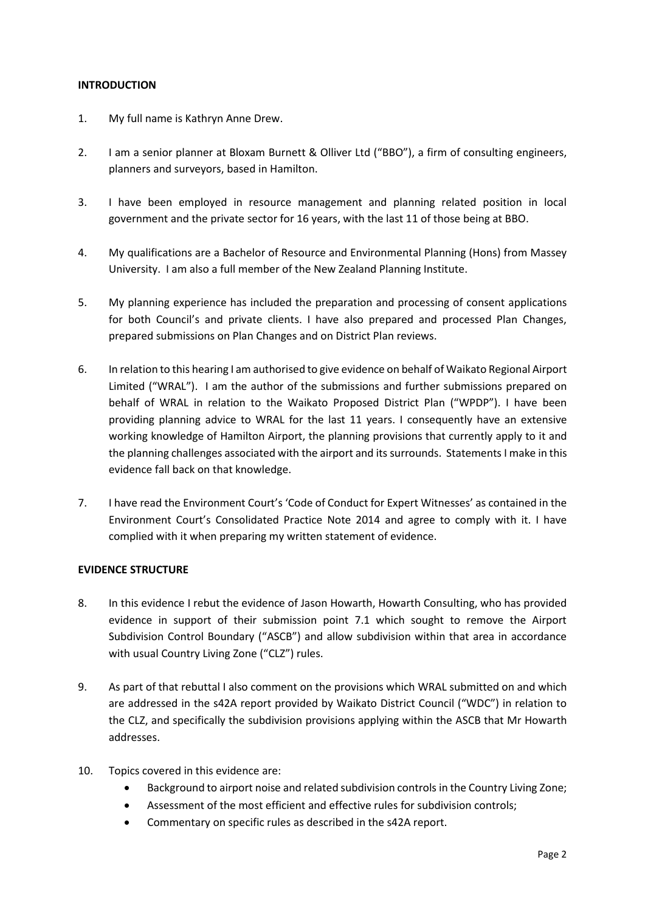## INTRODUCTION

1. My full name is Kathryn Anne Drew.

2. I am a senior planner at Bloxam Burnett & Olliver Ltd ("BBO"), a firm of consulting engineers, planners and surveyors, based in Hamilton.

3. I have been employed in resource management and planning related position in local government and the private sector for 16 years, with the last 11 of those being at BBO.

4. My qualifications are a Bachelor of Resource and Environmental Planning (Hons) from Massey University. I am also a full member of the New Zealand Planning Institute.

5. My planning experience has included the preparation and processing of consent applications for both Council's and private clients. I have also prepared and processed Plan Changes, prepared submissions on Plan Changes and on District Plan reviews.

6. In relation to this hearing I am authorised to give evidence on behalf of Waikato Regional Airport Limited ("WRAL"). I am the author of the submissions and further submissions prepared on behalf of WRAL in relation to the Waikato Proposed District Plan ("WPDP"). I have been providing planning advice to WRAL for the last 11 years. I consequently have an extensive working knowledge of Hamilton Airport, the planning provisions that currently apply to it and the planning challenges associated with the airport and its surrounds. Statements I make in this evidence fall back on that knowledge.

7. I have read the Environment Court's 'Code of Conduct for Expert Witnesses' as contained in the Environment Court's Consolidated Practice Note 2014 and agree to comply with it. I have complied with it when preparing my written statement of evidence.

## EVIDENCE STRUCTURE

8. In this evidence I rebut the evidence of Jason Howarth, Howarth Consulting, who has provided evidence in support of their submission point 7.1 which sought to remove the Airport Subdivision Control Boundary ("ASCB") and allow subdivision within that area in accordance with usual Country Living Zone ("CLZ") rules.

9. As part of that rebuttal I also comment on the provisions which WRAL submitted on and which are addressed in the s42A report provided by Waikato District Council ("WDC") in relation to the CLZ, and specifically the subdivision provisions applying within the ASCB that Mr Howarth addresses.

10. Topics covered in this evidence are:
    - Background to airport noise and related subdivision controls in the Country Living Zone;
    - Assessment of the most efficient and effective rules for subdivision controls;
    - Commentary on specific rules as described in the s42A report.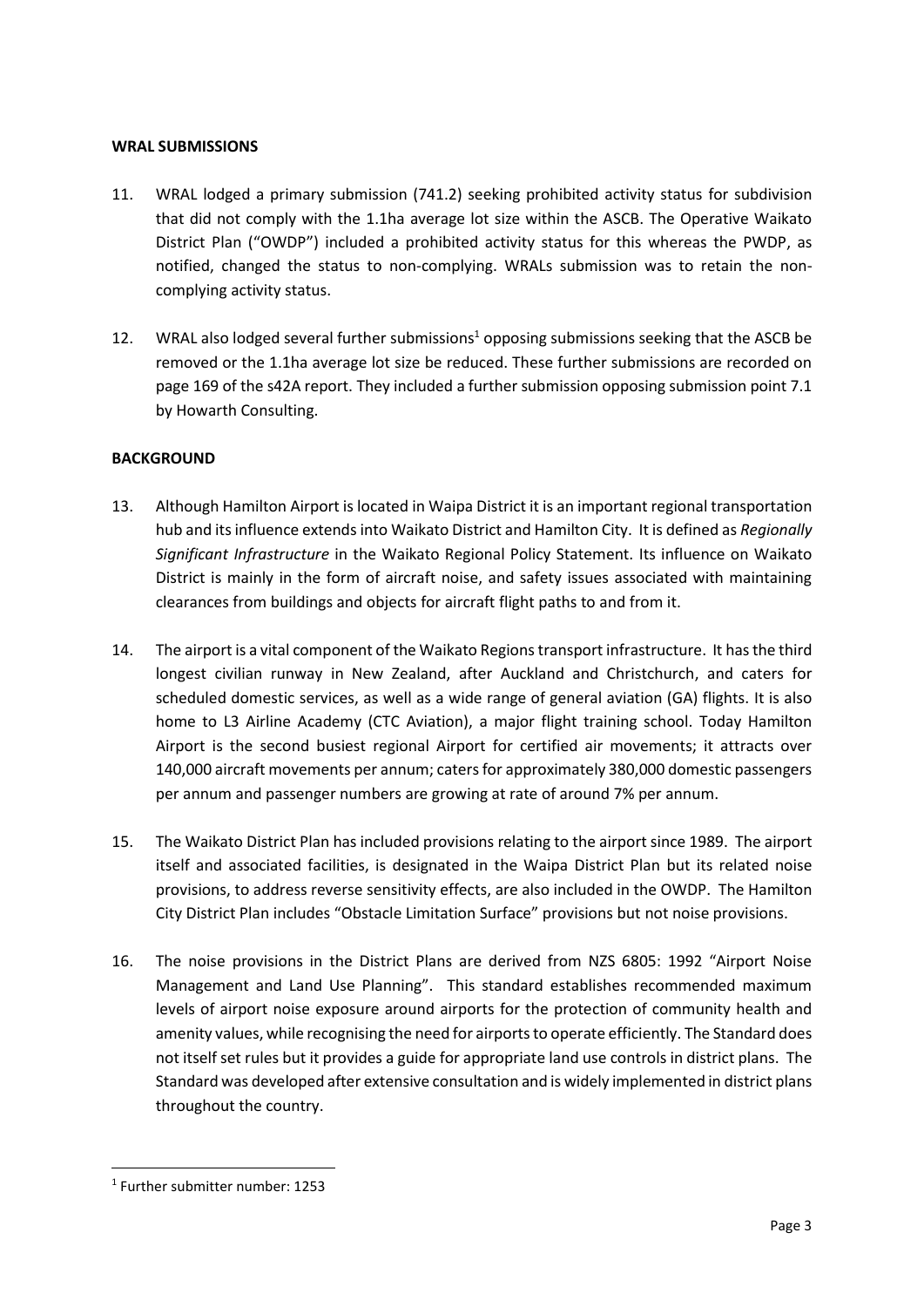**WRAL SUBMISSIONS**

11. WRAL lodged a primary submission (741.2) seeking prohibited activity status for subdivision that did not comply with the 1.1ha average lot size within the ASCB. The Operative Waikato District Plan ("OWDP") included a prohibited activity status for this whereas the PWDP, as notified, changed the status to non-complying. WRALs submission was to retain the non-complying activity status.

12. WRAL also lodged several further submissions[1] opposing submissions seeking that the ASCB be removed or the 1.1ha average lot size be reduced. These further submissions are recorded on page 169 of the s42A report. They included a further submission opposing submission point 7.1 by Howarth Consulting.

**BACKGROUND**

13. Although Hamilton Airport is located in Waipa District it is an important regional transportation hub and its influence extends into Waikato District and Hamilton City. It is defined as *Regionally Significant Infrastructure* in the Waikato Regional Policy Statement. Its influence on Waikato District is mainly in the form of aircraft noise, and safety issues associated with maintaining clearances from buildings and objects for aircraft flight paths to and from it.

14. The airport is a vital component of the Waikato Regions transport infrastructure. It has the third longest civilian runway in New Zealand, after Auckland and Christchurch, and caters for scheduled domestic services, as well as a wide range of general aviation (GA) flights. It is also home to L3 Airline Academy (CTC Aviation), a major flight training school. Today Hamilton Airport is the second busiest regional Airport for certified air movements; it attracts over 140,000 aircraft movements per annum; caters for approximately 380,000 domestic passengers per annum and passenger numbers are growing at rate of around 7% per annum.

15. The Waikato District Plan has included provisions relating to the airport since 1989. The airport itself and associated facilities, is designated in the Waipa District Plan but its related noise provisions, to address reverse sensitivity effects, are also included in the OWDP. The Hamilton City District Plan includes "Obstacle Limitation Surface" provisions but not noise provisions.

16. The noise provisions in the District Plans are derived from NZS 6805: 1992 "Airport Noise Management and Land Use Planning". This standard establishes recommended maximum levels of airport noise exposure around airports for the protection of community health and amenity values, while recognising the need for airports to operate efficiently. The Standard does not itself set rules but it provides a guide for appropriate land use controls in district plans. The Standard was developed after extensive consultation and is widely implemented in district plans throughout the country.

---

[1] Further submitter number: 1253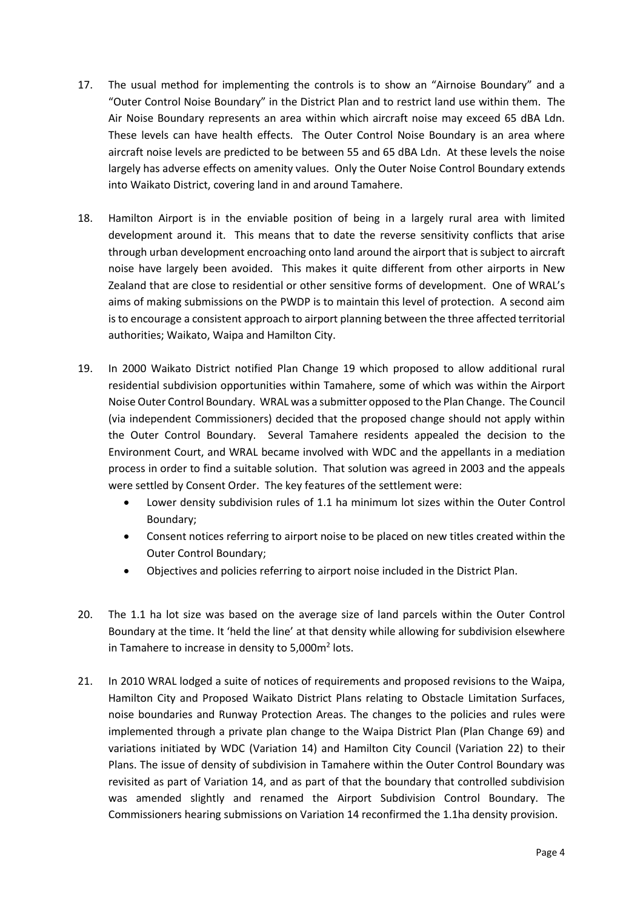17. The usual method for implementing the controls is to show an "Airnoise Boundary" and a "Outer Control Noise Boundary" in the District Plan and to restrict land use within them. The Air Noise Boundary represents an area within which aircraft noise may exceed 65 dBA Ldn. These levels can have health effects. The Outer Control Noise Boundary is an area where aircraft noise levels are predicted to be between 55 and 65 dBA Ldn. At these levels the noise largely has adverse effects on amenity values. Only the Outer Noise Control Boundary extends into Waikato District, covering land in and around Tamahere.

18. Hamilton Airport is in the enviable position of being in a largely rural area with limited development around it. This means that to date the reverse sensitivity conflicts that arise through urban development encroaching onto land around the airport that is subject to aircraft noise have largely been avoided. This makes it quite different from other airports in New Zealand that are close to residential or other sensitive forms of development. One of WRAL's aims of making submissions on the PWDP is to maintain this level of protection. A second aim is to encourage a consistent approach to airport planning between the three affected territorial authorities; Waikato, Waipa and Hamilton City.

19. In 2000 Waikato District notified Plan Change 19 which proposed to allow additional rural residential subdivision opportunities within Tamahere, some of which was within the Airport Noise Outer Control Boundary. WRAL was a submitter opposed to the Plan Change. The Council (via independent Commissioners) decided that the proposed change should not apply within the Outer Control Boundary. Several Tamahere residents appealed the decision to the Environment Court, and WRAL became involved with WDC and the appellants in a mediation process in order to find a suitable solution. That solution was agreed in 2003 and the appeals were settled by Consent Order. The key features of the settlement were:
    - Lower density subdivision rules of 1.1 ha minimum lot sizes within the Outer Control Boundary;
    - Consent notices referring to airport noise to be placed on new titles created within the Outer Control Boundary;
    - Objectives and policies referring to airport noise included in the District Plan.

20. The 1.1 ha lot size was based on the average size of land parcels within the Outer Control Boundary at the time. It 'held the line' at that density while allowing for subdivision elsewhere in Tamahere to increase in density to 5,000m$^2$ lots.

21. In 2010 WRAL lodged a suite of notices of requirements and proposed revisions to the Waipa, Hamilton City and Proposed Waikato District Plans relating to Obstacle Limitation Surfaces, noise boundaries and Runway Protection Areas. The changes to the policies and rules were implemented through a private plan change to the Waipa District Plan (Plan Change 69) and variations initiated by WDC (Variation 14) and Hamilton City Council (Variation 22) to their Plans. The issue of density of subdivision in Tamahere within the Outer Control Boundary was revisited as part of Variation 14, and as part of that the boundary that controlled subdivision was amended slightly and renamed the Airport Subdivision Control Boundary. The Commissioners hearing submissions on Variation 14 reconfirmed the 1.1ha density provision.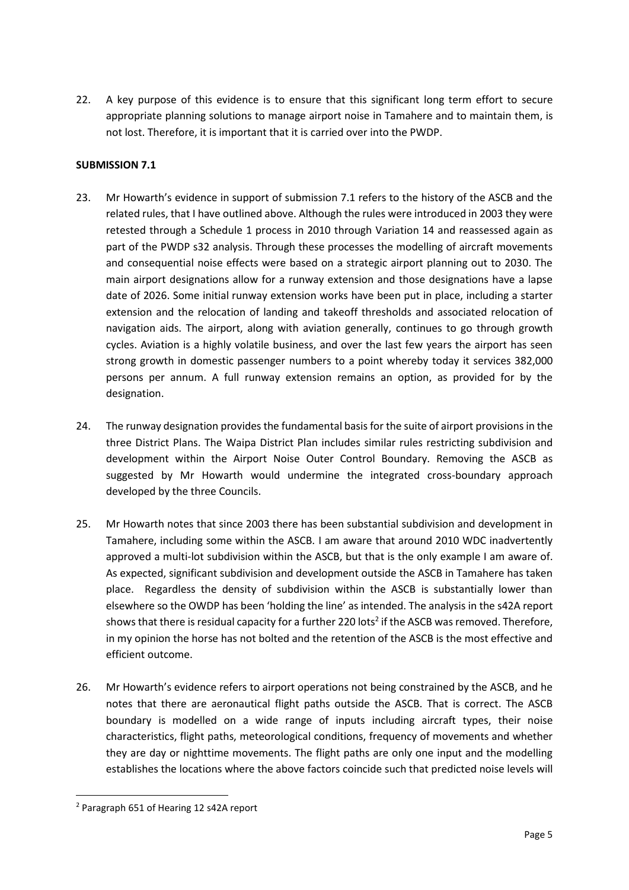22. A key purpose of this evidence is to ensure that this significant long term effort to secure appropriate planning solutions to manage airport noise in Tamahere and to maintain them, is not lost. Therefore, it is important that it is carried over into the PWDP.

**SUBMISSION 7.1**

23. Mr Howarth's evidence in support of submission 7.1 refers to the history of the ASCB and the related rules, that I have outlined above. Although the rules were introduced in 2003 they were retested through a Schedule 1 process in 2010 through Variation 14 and reassessed again as part of the PWDP s32 analysis. Through these processes the modelling of aircraft movements and consequential noise effects were based on a strategic airport planning out to 2030. The main airport designations allow for a runway extension and those designations have a lapse date of 2026. Some initial runway extension works have been put in place, including a starter extension and the relocation of landing and takeoff thresholds and associated relocation of navigation aids. The airport, along with aviation generally, continues to go through growth cycles. Aviation is a highly volatile business, and over the last few years the airport has seen strong growth in domestic passenger numbers to a point whereby today it services 382,000 persons per annum. A full runway extension remains an option, as provided for by the designation.

24. The runway designation provides the fundamental basis for the suite of airport provisions in the three District Plans. The Waipa District Plan includes similar rules restricting subdivision and development within the Airport Noise Outer Control Boundary. Removing the ASCB as suggested by Mr Howarth would undermine the integrated cross-boundary approach developed by the three Councils.

25. Mr Howarth notes that since 2003 there has been substantial subdivision and development in Tamahere, including some within the ASCB. I am aware that around 2010 WDC inadvertently approved a multi-lot subdivision within the ASCB, but that is the only example I am aware of. As expected, significant subdivision and development outside the ASCB in Tamahere has taken place. Regardless the density of subdivision within the ASCB is substantially lower than elsewhere so the OWDP has been 'holding the line' as intended. The analysis in the s42A report shows that there is residual capacity for a further 220 lots[2] if the ASCB was removed. Therefore, in my opinion the horse has not bolted and the retention of the ASCB is the most effective and efficient outcome.

26. Mr Howarth's evidence refers to airport operations not being constrained by the ASCB, and he notes that there are aeronautical flight paths outside the ASCB. That is correct. The ASCB boundary is modelled on a wide range of inputs including aircraft types, their noise characteristics, flight paths, meteorological conditions, frequency of movements and whether they are day or nighttime movements. The flight paths are only one input and the modelling establishes the locations where the above factors coincide such that predicted noise levels will

[2] Paragraph 651 of Hearing 12 s42A report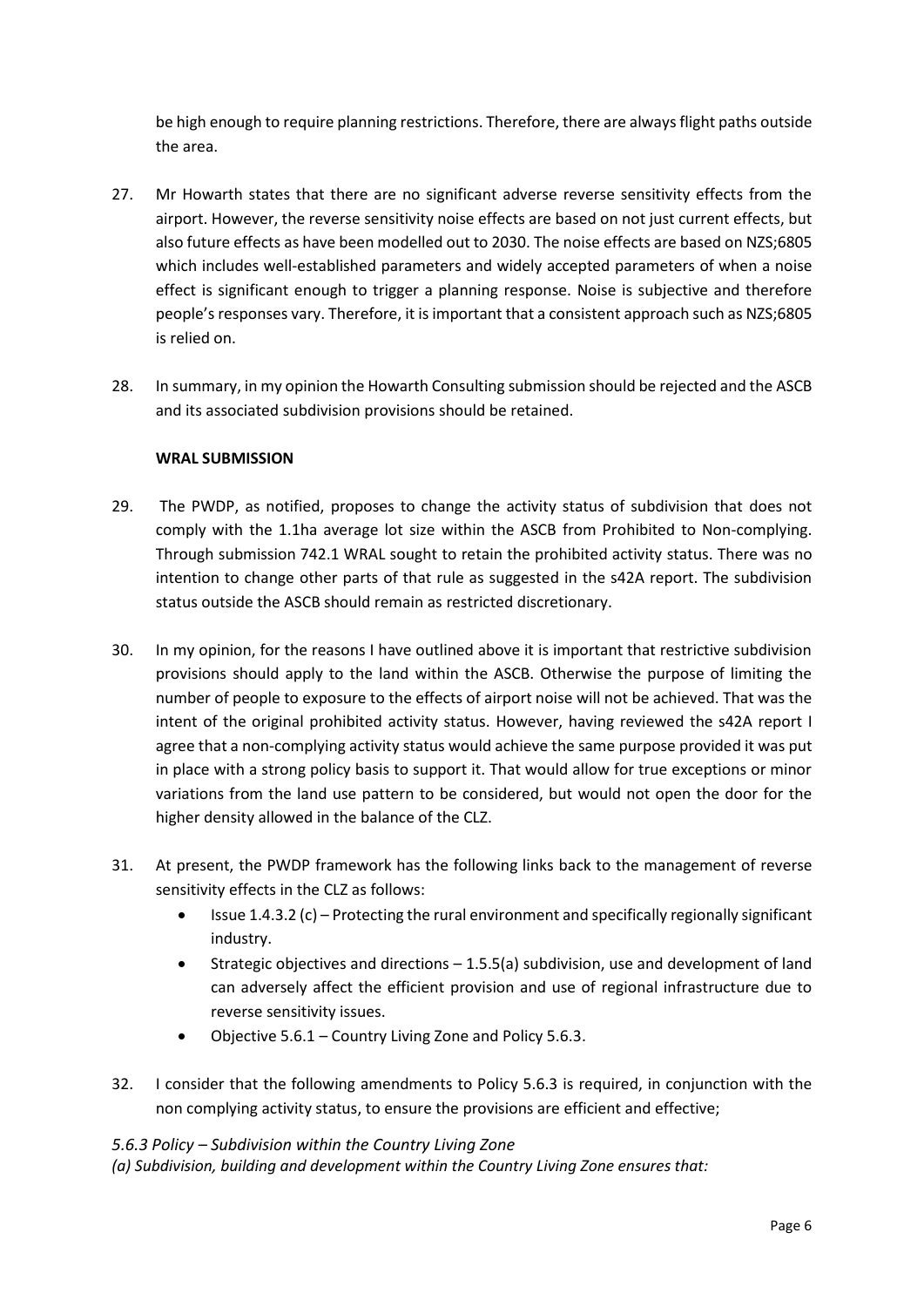be high enough to require planning restrictions. Therefore, there are always flight paths outside the area.

27. Mr Howarth states that there are no significant adverse reverse sensitivity effects from the airport. However, the reverse sensitivity noise effects are based on not just current effects, but also future effects as have been modelled out to 2030. The noise effects are based on NZS;6805 which includes well-established parameters and widely accepted parameters of when a noise effect is significant enough to trigger a planning response. Noise is subjective and therefore people's responses vary. Therefore, it is important that a consistent approach such as NZS;6805 is relied on.

28. In summary, in my opinion the Howarth Consulting submission should be rejected and the ASCB and its associated subdivision provisions should be retained.

**WRAL SUBMISSION**

29. The PWDP, as notified, proposes to change the activity status of subdivision that does not comply with the 1.1ha average lot size within the ASCB from Prohibited to Non-complying. Through submission 742.1 WRAL sought to retain the prohibited activity status. There was no intention to change other parts of that rule as suggested in the s42A report. The subdivision status outside the ASCB should remain as restricted discretionary.

30. In my opinion, for the reasons I have outlined above it is important that restrictive subdivision provisions should apply to the land within the ASCB. Otherwise the purpose of limiting the number of people to exposure to the effects of airport noise will not be achieved. That was the intent of the original prohibited activity status. However, having reviewed the s42A report I agree that a non-complying activity status would achieve the same purpose provided it was put in place with a strong policy basis to support it. That would allow for true exceptions or minor variations from the land use pattern to be considered, but would not open the door for the higher density allowed in the balance of the CLZ.

31. At present, the PWDP framework has the following links back to the management of reverse sensitivity effects in the CLZ as follows:
    - Issue 1.4.3.2 (c) – Protecting the rural environment and specifically regionally significant industry.
    - Strategic objectives and directions – 1.5.5(a) subdivision, use and development of land can adversely affect the efficient provision and use of regional infrastructure due to reverse sensitivity issues.
    - Objective 5.6.1 – Country Living Zone and Policy 5.6.3.

32. I consider that the following amendments to Policy 5.6.3 is required, in conjunction with the non complying activity status, to ensure the provisions are efficient and effective;

*5.6.3 Policy – Subdivision within the Country Living Zone*

*(a) Subdivision, building and development within the Country Living Zone ensures that:*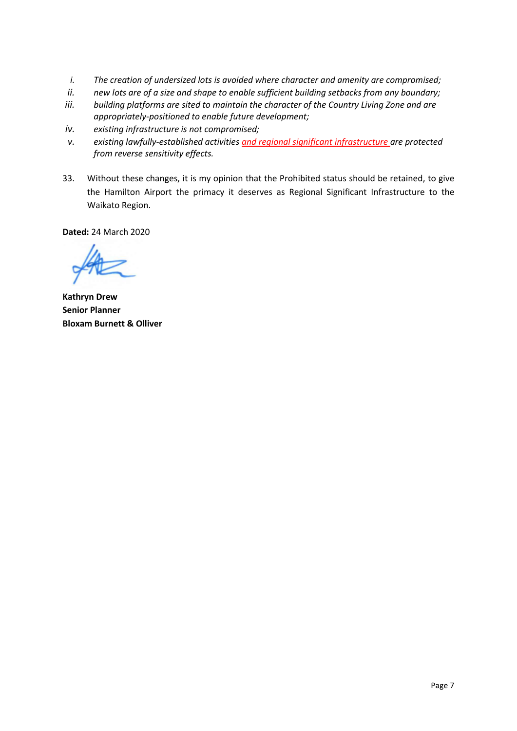*i. The creation of undersized lots is avoided where character and amenity are compromised;*
*ii. new lots are of a size and shape to enable sufficient building setbacks from any boundary;*
*iii. building platforms are sited to maintain the character of the Country Living Zone and are appropriately-positioned to enable future development;*
*iv. existing infrastructure is not compromised;*
*v. existing lawfully-established activities* <u>*and regional significant infrastructure*</u> *are protected from reverse sensitivity effects.*

33. Without these changes, it is my opinion that the Prohibited status should be retained, to give the Hamilton Airport the primacy it deserves as Regional Significant Infrastructure to the Waikato Region.

**Dated:** 24 March 2020

**Kathryn Drew**
**Senior Planner**
**Bloxam Burnett & Olliver**